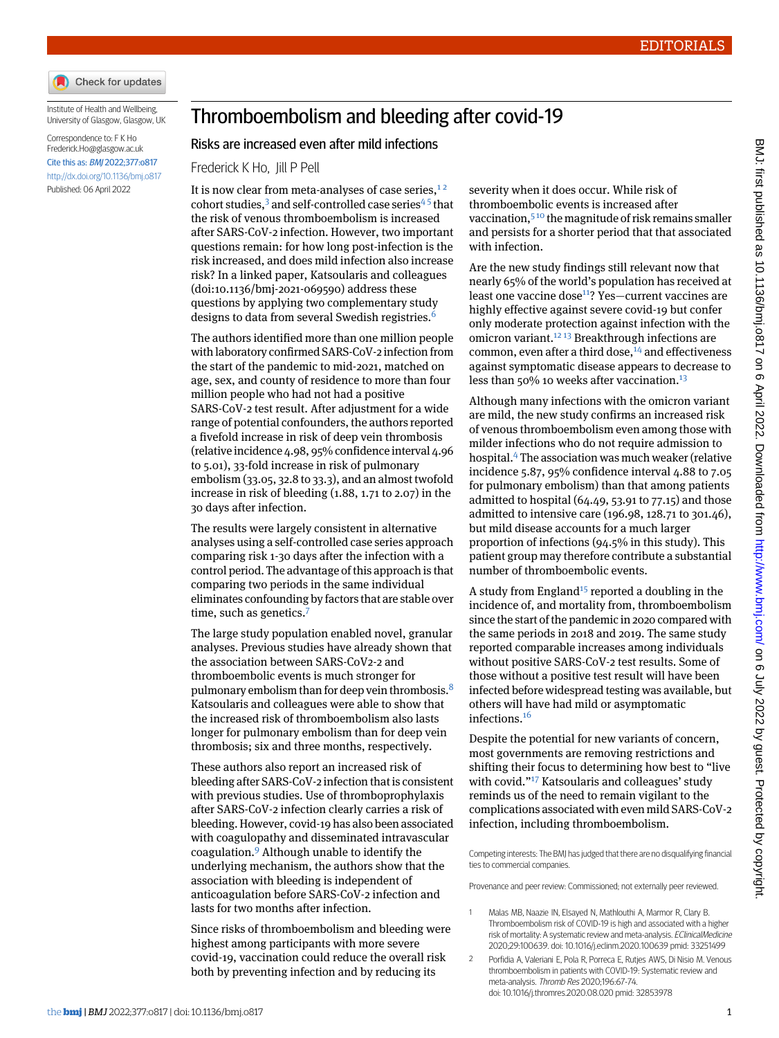EDITORIALS

Institute of Health and Wellbeing, University of Glasgow, Glasgow, UK

Correspondence to: F K Ho Frederick.Ho@glasgow.ac.uk

Cite this as: *BMJ* 2022;377:o817

http://dx.doi.org/10.1136/bmj.o817

Published: 06 April 2022

# Thromboembolism and bleeding after covid-19

## Risks are increased even after mild infections

Frederick K Ho, Jill P Pell

It is now clear from meta-analyses of case series,[1 2] cohort studies,[3] and self-controlled case series[4 5] that the risk of venous thromboembolism is increased after SARS-CoV-2 infection. However, two important questions remain: for how long post-infection is the risk increased, and does mild infection also increase risk? In a linked paper, Katsoularis and colleagues (doi:10.1136/bmj-2021-069590) address these questions by applying two complementary study designs to data from several Swedish registries.[6]

The authors identified more than one million people with laboratory confirmed SARS-CoV-2 infection from the start of the pandemic to mid-2021, matched on age, sex, and county of residence to more than four million people who had not had a positive SARS-CoV-2 test result. After adjustment for a wide range of potential confounders, the authors reported a fivefold increase in risk of deep vein thrombosis (relative incidence 4.98, 95% confidence interval 4.96 to 5.01), 33-fold increase in risk of pulmonary embolism (33.05, 32.8 to 33.3), and an almost twofold increase in risk of bleeding (1.88, 1.71 to 2.07) in the 30 days after infection.

The results were largely consistent in alternative analyses using a self-controlled case series approach comparing risk 1-30 days after the infection with a control period. The advantage of this approach is that comparing two periods in the same individual eliminates confounding by factors that are stable over time, such as genetics.[7]

The large study population enabled novel, granular analyses. Previous studies have already shown that the association between SARS-CoV2-2 and thromboembolic events is much stronger for pulmonary embolism than for deep vein thrombosis.[8] Katsoularis and colleagues were able to show that the increased risk of thromboembolism also lasts longer for pulmonary embolism than for deep vein thrombosis; six and three months, respectively.

These authors also report an increased risk of bleeding after SARS-CoV-2 infection that is consistent with previous studies. Use of thromboprophylaxis after SARS-CoV-2 infection clearly carries a risk of bleeding. However, covid-19 has also been associated with coagulopathy and disseminated intravascular coagulation.[9] Although unable to identify the underlying mechanism, the authors show that the association with bleeding is independent of anticoagulation before SARS-CoV-2 infection and lasts for two months after infection.

Since risks of thromboembolism and bleeding were highest among participants with more severe covid-19, vaccination could reduce the overall risk both by preventing infection and by reducing its severity when it does occur. While risk of thromboembolic events is increased after vaccination,[5 10] the magnitude of risk remains smaller and persists for a shorter period that that associated with infection.

Are the new study findings still relevant now that nearly 65% of the world's population has received at least one vaccine dose[11]? Yes—current vaccines are highly effective against severe covid-19 but confer only moderate protection against infection with the omicron variant.[12 13] Breakthrough infections are common, even after a third dose,[14] and effectiveness against symptomatic disease appears to decrease to less than 50% 10 weeks after vaccination.[13]

Although many infections with the omicron variant are mild, the new study confirms an increased risk of venous thromboembolism even among those with milder infections who do not require admission to hospital.[4] The association was much weaker (relative incidence 5.87, 95% confidence interval 4.88 to 7.05 for pulmonary embolism) than that among patients admitted to hospital (64.49, 53.91 to 77.15) and those admitted to intensive care (196.98, 128.71 to 301.46), but mild disease accounts for a much larger proportion of infections (94.5% in this study). This patient group may therefore contribute a substantial number of thromboembolic events.

A study from England[15] reported a doubling in the incidence of, and mortality from, thromboembolism since the start of the pandemic in 2020 compared with the same periods in 2018 and 2019. The same study reported comparable increases among individuals without positive SARS-CoV-2 test results. Some of those without a positive test result will have been infected before widespread testing was available, but others will have had mild or asymptomatic infections.[16]

Despite the potential for new variants of concern, most governments are removing restrictions and shifting their focus to determining how best to "live with covid."[17] Katsoularis and colleagues' study reminds us of the need to remain vigilant to the complications associated with even mild SARS-CoV-2 infection, including thromboembolism.

Competing interests: The BMJ has judged that there are no disqualifying financial ties to commercial companies.

Provenance and peer review: Commissioned; not externally peer reviewed.

1. Malas MB, Naazie IN, Elsayed N, Mathlouthi A, Marmor R, Clary B. Thromboembolism risk of COVID-19 is high and associated with a higher risk of mortality: A systematic review and meta-analysis. *EClinicalMedicine* 2020;29:100639. doi: 10.1016/j.eclinm.2020.100639 pmid: 33251499
2. Porfidia A, Valeriani E, Pola R, Porreca E, Rutjes AWS, Di Nisio M. Venous thromboembolism in patients with COVID-19: Systematic review and meta-analysis. *Thromb Res* 2020;196:67-74. doi: 10.1016/j.thromres.2020.08.020 pmid: 32853978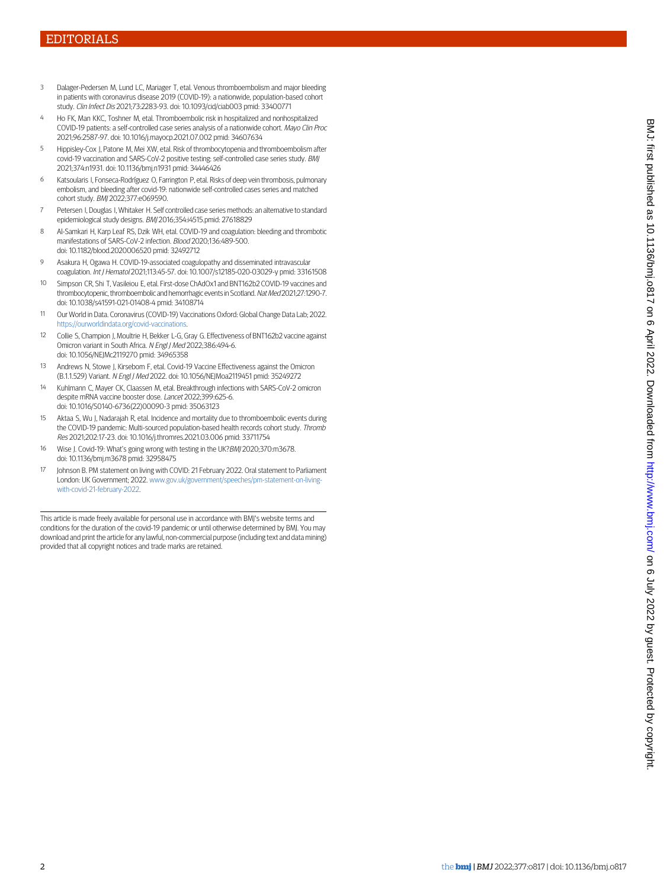3. Dalager-Pedersen M, Lund LC, Mariager T, etal. Venous thromboembolism and major bleeding in patients with coronavirus disease 2019 (COVID-19): a nationwide, population-based cohort study. *Clin Infect Dis* 2021;73:2283-93. doi: 10.1093/cid/ciab003 pmid: 33400771
4. Ho FK, Man KKC, Toshner M, etal. Thromboembolic risk in hospitalized and nonhospitalized COVID-19 patients: a self-controlled case series analysis of a nationwide cohort. *Mayo Clin Proc* 2021;96:2587-97. doi: 10.1016/j.mayocp.2021.07.002 pmid: 34607634
5. Hippisley-Cox J, Patone M, Mei XW, etal. Risk of thrombocytopenia and thromboembolism after covid-19 vaccination and SARS-CoV-2 positive testing: self-controlled case series study. *BMJ* 2021;374:n1931. doi: 10.1136/bmj.n1931 pmid: 34446426
6. Katsoularis I, Fonseca-Rodríguez O, Farrington P, etal. Risks of deep vein thrombosis, pulmonary embolism, and bleeding after covid-19: nationwide self-controlled cases series and matched cohort study. *BMJ* 2022;377:e069590.
7. Petersen I, Douglas I, Whitaker H. Self controlled case series methods: an alternative to standard epidemiological study designs. *BMJ* 2016;354:i4515.pmid: 27618829
8. Al-Samkari H, Karp Leaf RS, Dzik WH, etal. COVID-19 and coagulation: bleeding and thrombotic manifestations of SARS-CoV-2 infection. *Blood* 2020;136:489-500. doi: 10.1182/blood.2020006520 pmid: 32492712
9. Asakura H, Ogawa H. COVID-19-associated coagulopathy and disseminated intravascular coagulation. *Int J Hematol* 2021;113:45-57. doi: 10.1007/s12185-020-03029-y pmid: 33161508
10. Simpson CR, Shi T, Vasileiou E, etal. First-dose ChAdOx1 and BNT162b2 COVID-19 vaccines and thrombocytopenic, thromboembolic and hemorrhagic events in Scotland. *Nat Med* 2021;27:1290-7. doi: 10.1038/s41591-021-01408-4 pmid: 34108714
11. Our World in Data. Coronavirus (COVID-19) Vaccinations Oxford: Global Change Data Lab; 2022. https://ourworldindata.org/covid-vaccinations.
12. Collie S, Champion J, Moultrie H, Bekker L-G, Gray G. Effectiveness of BNT162b2 vaccine against Omicron variant in South Africa. *N Engl J Med* 2022;386:494-6. doi: 10.1056/NEJMc2119270 pmid: 34965358
13. Andrews N, Stowe J, Kirsebom F, etal. Covid-19 Vaccine Effectiveness against the Omicron (B.1.1.529) Variant. *N Engl J Med* 2022. doi: 10.1056/NEJMoa2119451 pmid: 35249272
14. Kuhlmann C, Mayer CK, Claassen M, etal. Breakthrough infections with SARS-CoV-2 omicron despite mRNA vaccine booster dose. *Lancet* 2022;399:625-6. doi: 10.1016/S0140-6736(22)00090-3 pmid: 35063123
15. Aktaa S, Wu J, Nadarajah R, etal. Incidence and mortality due to thromboembolic events during the COVID-19 pandemic: Multi-sourced population-based health records cohort study. *Thromb Res* 2021;202:17-23. doi: 10.1016/j.thromres.2021.03.006 pmid: 33711754
16. Wise J. Covid-19: What's going wrong with testing in the UK?*BMJ* 2020;370:m3678. doi: 10.1136/bmj.m3678 pmid: 32958475
17. Johnson B. PM statement on living with COVID: 21 February 2022. Oral statement to Parliament London: UK Government; 2022. www.gov.uk/government/speeches/pm-statement-on-living-with-covid-21-february-2022.

---

This article is made freely available for personal use in accordance with BMJ's website terms and conditions for the duration of the covid-19 pandemic or until otherwise determined by BMJ. You may download and print the article for any lawful, non-commercial purpose (including text and data mining) provided that all copyright notices and trade marks are retained.